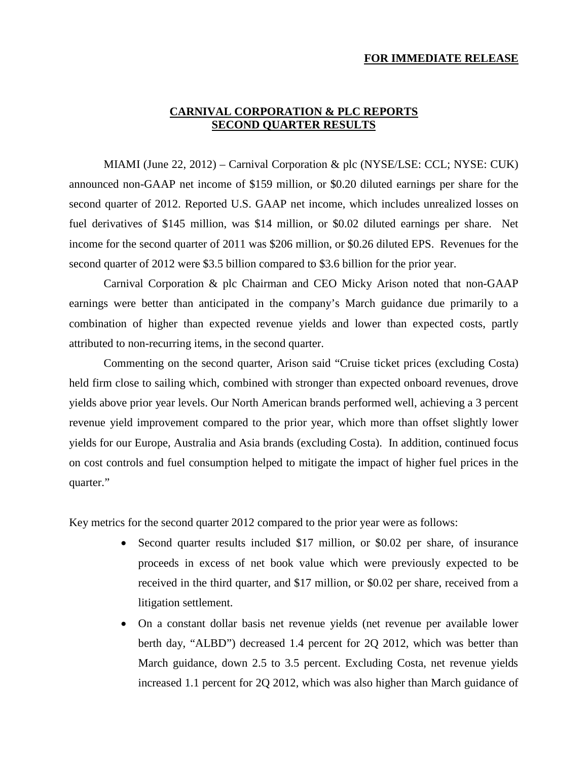**FOR IMMEDIATE RELEASE**

# CARNIVAL CORPORATION & PLC REPORTS SECOND QUARTER RESULTS

MIAMI (June 22, 2012) – Carnival Corporation & plc (NYSE/LSE: CCL; NYSE: CUK) announced non-GAAP net income of $159 million, or $0.20 diluted earnings per share for the second quarter of 2012. Reported U.S. GAAP net income, which includes unrealized losses on fuel derivatives of $145 million, was $14 million, or $0.02 diluted earnings per share. Net income for the second quarter of 2011 was $206 million, or $0.26 diluted EPS. Revenues for the second quarter of 2012 were $3.5 billion compared to $3.6 billion for the prior year.

Carnival Corporation & plc Chairman and CEO Micky Arison noted that non-GAAP earnings were better than anticipated in the company's March guidance due primarily to a combination of higher than expected revenue yields and lower than expected costs, partly attributed to non-recurring items, in the second quarter.

Commenting on the second quarter, Arison said "Cruise ticket prices (excluding Costa) held firm close to sailing which, combined with stronger than expected onboard revenues, drove yields above prior year levels. Our North American brands performed well, achieving a 3 percent revenue yield improvement compared to the prior year, which more than offset slightly lower yields for our Europe, Australia and Asia brands (excluding Costa). In addition, continued focus on cost controls and fuel consumption helped to mitigate the impact of higher fuel prices in the quarter."

Key metrics for the second quarter 2012 compared to the prior year were as follows:

- Second quarter results included $17 million, or $0.02 per share, of insurance proceeds in excess of net book value which were previously expected to be received in the third quarter, and $17 million, or $0.02 per share, received from a litigation settlement.
- On a constant dollar basis net revenue yields (net revenue per available lower berth day, "ALBD") decreased 1.4 percent for 2Q 2012, which was better than March guidance, down 2.5 to 3.5 percent. Excluding Costa, net revenue yields increased 1.1 percent for 2Q 2012, which was also higher than March guidance of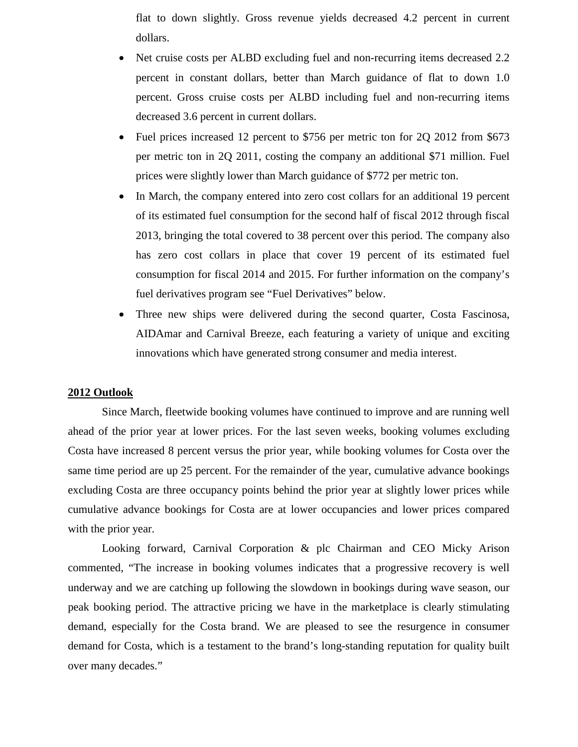flat to down slightly. Gross revenue yields decreased 4.2 percent in current dollars.

- Net cruise costs per ALBD excluding fuel and non-recurring items decreased 2.2 percent in constant dollars, better than March guidance of flat to down 1.0 percent. Gross cruise costs per ALBD including fuel and non-recurring items decreased 3.6 percent in current dollars.
- Fuel prices increased 12 percent to $756 per metric ton for 2Q 2012 from $673 per metric ton in 2Q 2011, costing the company an additional $71 million. Fuel prices were slightly lower than March guidance of $772 per metric ton.
- In March, the company entered into zero cost collars for an additional 19 percent of its estimated fuel consumption for the second half of fiscal 2012 through fiscal 2013, bringing the total covered to 38 percent over this period. The company also has zero cost collars in place that cover 19 percent of its estimated fuel consumption for fiscal 2014 and 2015. For further information on the company's fuel derivatives program see "Fuel Derivatives" below.
- Three new ships were delivered during the second quarter, Costa Fascinosa, AIDAmar and Carnival Breeze, each featuring a variety of unique and exciting innovations which have generated strong consumer and media interest.

**2012 Outlook**

Since March, fleetwide booking volumes have continued to improve and are running well ahead of the prior year at lower prices. For the last seven weeks, booking volumes excluding Costa have increased 8 percent versus the prior year, while booking volumes for Costa over the same time period are up 25 percent. For the remainder of the year, cumulative advance bookings excluding Costa are three occupancy points behind the prior year at slightly lower prices while cumulative advance bookings for Costa are at lower occupancies and lower prices compared with the prior year.

Looking forward, Carnival Corporation & plc Chairman and CEO Micky Arison commented, "The increase in booking volumes indicates that a progressive recovery is well underway and we are catching up following the slowdown in bookings during wave season, our peak booking period. The attractive pricing we have in the marketplace is clearly stimulating demand, especially for the Costa brand. We are pleased to see the resurgence in consumer demand for Costa, which is a testament to the brand's long-standing reputation for quality built over many decades."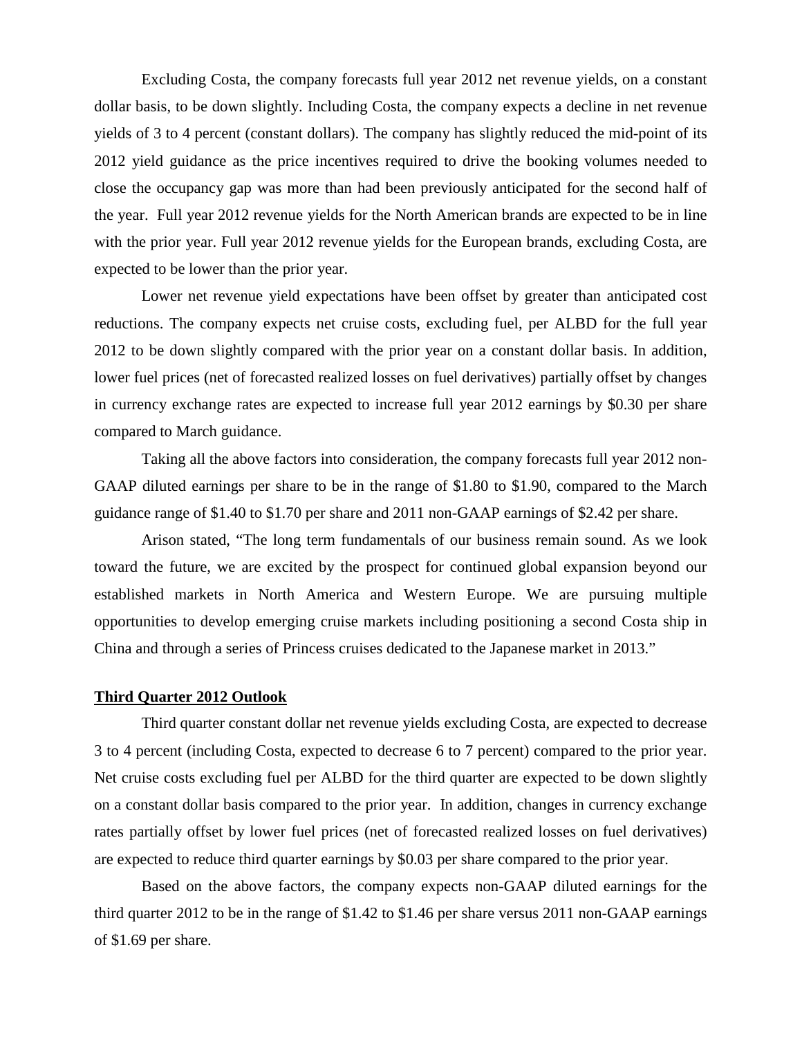Excluding Costa, the company forecasts full year 2012 net revenue yields, on a constant dollar basis, to be down slightly. Including Costa, the company expects a decline in net revenue yields of 3 to 4 percent (constant dollars). The company has slightly reduced the mid-point of its 2012 yield guidance as the price incentives required to drive the booking volumes needed to close the occupancy gap was more than had been previously anticipated for the second half of the year. Full year 2012 revenue yields for the North American brands are expected to be in line with the prior year. Full year 2012 revenue yields for the European brands, excluding Costa, are expected to be lower than the prior year.

Lower net revenue yield expectations have been offset by greater than anticipated cost reductions. The company expects net cruise costs, excluding fuel, per ALBD for the full year 2012 to be down slightly compared with the prior year on a constant dollar basis. In addition, lower fuel prices (net of forecasted realized losses on fuel derivatives) partially offset by changes in currency exchange rates are expected to increase full year 2012 earnings by $0.30 per share compared to March guidance.

Taking all the above factors into consideration, the company forecasts full year 2012 non-GAAP diluted earnings per share to be in the range of $1.80 to $1.90, compared to the March guidance range of $1.40 to $1.70 per share and 2011 non-GAAP earnings of $2.42 per share.

Arison stated, "The long term fundamentals of our business remain sound. As we look toward the future, we are excited by the prospect for continued global expansion beyond our established markets in North America and Western Europe. We are pursuing multiple opportunities to develop emerging cruise markets including positioning a second Costa ship in China and through a series of Princess cruises dedicated to the Japanese market in 2013."

**Third Quarter 2012 Outlook**

Third quarter constant dollar net revenue yields excluding Costa, are expected to decrease 3 to 4 percent (including Costa, expected to decrease 6 to 7 percent) compared to the prior year. Net cruise costs excluding fuel per ALBD for the third quarter are expected to be down slightly on a constant dollar basis compared to the prior year. In addition, changes in currency exchange rates partially offset by lower fuel prices (net of forecasted realized losses on fuel derivatives) are expected to reduce third quarter earnings by $0.03 per share compared to the prior year.

Based on the above factors, the company expects non-GAAP diluted earnings for the third quarter 2012 to be in the range of $1.42 to $1.46 per share versus 2011 non-GAAP earnings of $1.69 per share.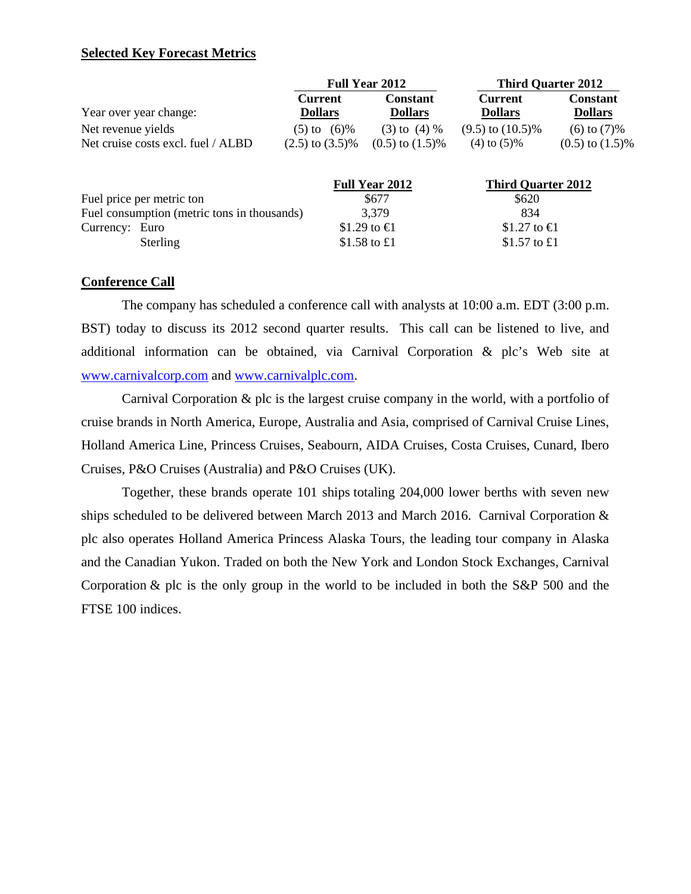## Selected Key Forecast Metrics

| | Full Year 2012 | | Third Quarter 2012 | |
|---|---|---|---|---|
| Year over year change: | Current Dollars | Constant Dollars | Current Dollars | Constant Dollars |
| Net revenue yields | (5) to (6)% | (3) to (4) % | (9.5) to (10.5)% | (6) to (7)% |
| Net cruise costs excl. fuel / ALBD | (2.5) to (3.5)% | (0.5) to (1.5)% | (4) to (5)% | (0.5) to (1.5)% |

| | Full Year 2012 | Third Quarter 2012 |
|---|---|---|
| Fuel price per metric ton | $677 | $620 |
| Fuel consumption (metric tons in thousands) | 3,379 | 834 |
| Currency: Euro | $1.29 to €1 | $1.27 to €1 |
| Sterling | $1.58 to £1 | $1.57 to £1 |

## Conference Call

The company has scheduled a conference call with analysts at 10:00 a.m. EDT (3:00 p.m. BST) today to discuss its 2012 second quarter results. This call can be listened to live, and additional information can be obtained, via Carnival Corporation & plc's Web site at www.carnivalcorp.com and www.carnivalplc.com.

Carnival Corporation & plc is the largest cruise company in the world, with a portfolio of cruise brands in North America, Europe, Australia and Asia, comprised of Carnival Cruise Lines, Holland America Line, Princess Cruises, Seabourn, AIDA Cruises, Costa Cruises, Cunard, Ibero Cruises, P&O Cruises (Australia) and P&O Cruises (UK).

Together, these brands operate 101 ships totaling 204,000 lower berths with seven new ships scheduled to be delivered between March 2013 and March 2016. Carnival Corporation & plc also operates Holland America Princess Alaska Tours, the leading tour company in Alaska and the Canadian Yukon. Traded on both the New York and London Stock Exchanges, Carnival Corporation & plc is the only group in the world to be included in both the S&P 500 and the FTSE 100 indices.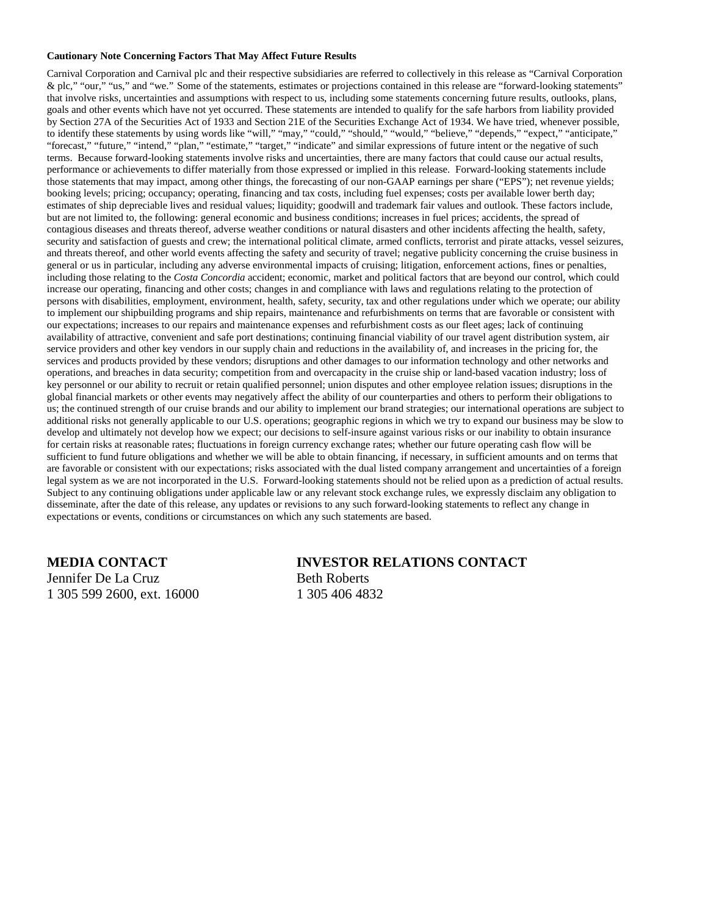**Cautionary Note Concerning Factors That May Affect Future Results**

Carnival Corporation and Carnival plc and their respective subsidiaries are referred to collectively in this release as “Carnival Corporation & plc,” “our,” “us,” and “we.” Some of the statements, estimates or projections contained in this release are “forward-looking statements” that involve risks, uncertainties and assumptions with respect to us, including some statements concerning future results, outlooks, plans, goals and other events which have not yet occurred. These statements are intended to qualify for the safe harbors from liability provided by Section 27A of the Securities Act of 1933 and Section 21E of the Securities Exchange Act of 1934. We have tried, whenever possible, to identify these statements by using words like “will,” “may,” “could,” “should,” “would,” “believe,” “depends,” “expect,” “anticipate,” “forecast,” “future,” “intend,” “plan,” “estimate,” “target,” “indicate” and similar expressions of future intent or the negative of such terms. Because forward-looking statements involve risks and uncertainties, there are many factors that could cause our actual results, performance or achievements to differ materially from those expressed or implied in this release. Forward-looking statements include those statements that may impact, among other things, the forecasting of our non-GAAP earnings per share (“EPS”); net revenue yields; booking levels; pricing; occupancy; operating, financing and tax costs, including fuel expenses; costs per available lower berth day; estimates of ship depreciable lives and residual values; liquidity; goodwill and trademark fair values and outlook. These factors include, but are not limited to, the following: general economic and business conditions; increases in fuel prices; accidents, the spread of contagious diseases and threats thereof, adverse weather conditions or natural disasters and other incidents affecting the health, safety, security and satisfaction of guests and crew; the international political climate, armed conflicts, terrorist and pirate attacks, vessel seizures, and threats thereof, and other world events affecting the safety and security of travel; negative publicity concerning the cruise business in general or us in particular, including any adverse environmental impacts of cruising; litigation, enforcement actions, fines or penalties, including those relating to the *Costa Concordia* accident; economic, market and political factors that are beyond our control, which could increase our operating, financing and other costs; changes in and compliance with laws and regulations relating to the protection of persons with disabilities, employment, environment, health, safety, security, tax and other regulations under which we operate; our ability to implement our shipbuilding programs and ship repairs, maintenance and refurbishments on terms that are favorable or consistent with our expectations; increases to our repairs and maintenance expenses and refurbishment costs as our fleet ages; lack of continuing availability of attractive, convenient and safe port destinations; continuing financial viability of our travel agent distribution system, air service providers and other key vendors in our supply chain and reductions in the availability of, and increases in the pricing for, the services and products provided by these vendors; disruptions and other damages to our information technology and other networks and operations, and breaches in data security; competition from and overcapacity in the cruise ship or land-based vacation industry; loss of key personnel or our ability to recruit or retain qualified personnel; union disputes and other employee relation issues; disruptions in the global financial markets or other events may negatively affect the ability of our counterparties and others to perform their obligations to us; the continued strength of our cruise brands and our ability to implement our brand strategies; our international operations are subject to additional risks not generally applicable to our U.S. operations; geographic regions in which we try to expand our business may be slow to develop and ultimately not develop how we expect; our decisions to self-insure against various risks or our inability to obtain insurance for certain risks at reasonable rates; fluctuations in foreign currency exchange rates; whether our future operating cash flow will be sufficient to fund future obligations and whether we will be able to obtain financing, if necessary, in sufficient amounts and on terms that are favorable or consistent with our expectations; risks associated with the dual listed company arrangement and uncertainties of a foreign legal system as we are not incorporated in the U.S. Forward-looking statements should not be relied upon as a prediction of actual results. Subject to any continuing obligations under applicable law or any relevant stock exchange rules, we expressly disclaim any obligation to disseminate, after the date of this release, any updates or revisions to any such forward-looking statements to reflect any change in expectations or events, conditions or circumstances on which any such statements are based.

**MEDIA CONTACT**
Jennifer De La Cruz
1 305 599 2600, ext. 16000

**INVESTOR RELATIONS CONTACT**
Beth Roberts
1 305 406 4832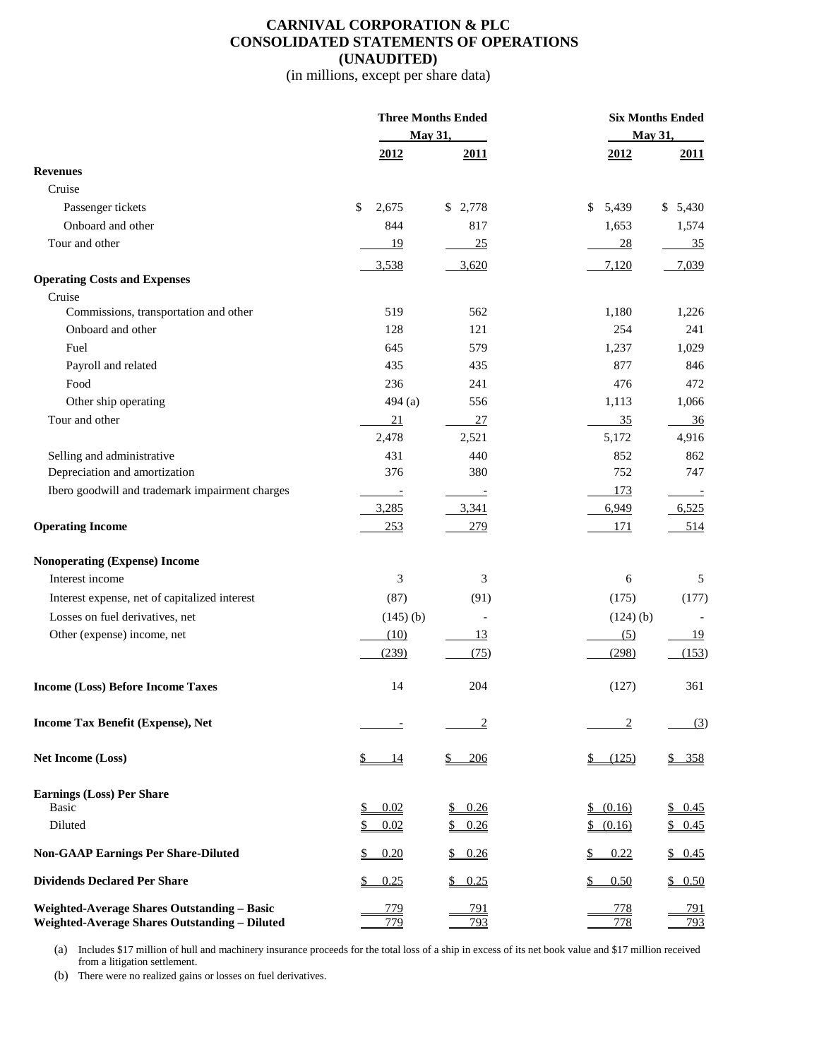# CARNIVAL CORPORATION & PLC
## CONSOLIDATED STATEMENTS OF OPERATIONS
## (UNAUDITED)
(in millions, except per share data)

| | Three Months Ended May 31, | | Six Months Ended May 31, | |
|---|---|---|---|---|
| | 2012 | 2011 | 2012 | 2011 |
| **Revenues** | | | | |
| Cruise | | | | |
| Passenger tickets | $ 2,675 | $ 2,778 | $ 5,439 | $ 5,430 |
| Onboard and other | 844 | 817 | 1,653 | 1,574 |
| Tour and other | 19 | 25 | 28 | 35 |
| | 3,538 | 3,620 | 7,120 | 7,039 |
| **Operating Costs and Expenses** | | | | |
| Cruise | | | | |
| Commissions, transportation and other | 519 | 562 | 1,180 | 1,226 |
| Onboard and other | 128 | 121 | 254 | 241 |
| Fuel | 645 | 579 | 1,237 | 1,029 |
| Payroll and related | 435 | 435 | 877 | 846 |
| Food | 236 | 241 | 476 | 472 |
| Other ship operating | 494 (a) | 556 | 1,113 | 1,066 |
| Tour and other | 21 | 27 | 35 | 36 |
| | 2,478 | 2,521 | 5,172 | 4,916 |
| Selling and administrative | 431 | 440 | 852 | 862 |
| Depreciation and amortization | 376 | 380 | 752 | 747 |
| Ibero goodwill and trademark impairment charges | - | - | 173 | - |
| | 3,285 | 3,341 | 6,949 | 6,525 |
| **Operating Income** | 253 | 279 | 171 | 514 |
| **Nonoperating (Expense) Income** | | | | |
| Interest income | 3 | 3 | 6 | 5 |
| Interest expense, net of capitalized interest | (87) | (91) | (175) | (177) |
| Losses on fuel derivatives, net | (145) (b) | - | (124) (b) | - |
| Other (expense) income, net | (10) | 13 | (5) | 19 |
| | (239) | (75) | (298) | (153) |
| **Income (Loss) Before Income Taxes** | 14 | 204 | (127) | 361 |
| **Income Tax Benefit (Expense), Net** | - | 2 | 2 | (3) |
| **Net Income (Loss)** | $ 14 | $ 206 | $ (125) | $ 358 |
| **Earnings (Loss) Per Share** | | | | |
| Basic | $ 0.02 | $ 0.26 | $ (0.16) | $ 0.45 |
| Diluted | $ 0.02 | $ 0.26 | $ (0.16) | $ 0.45 |
| **Non-GAAP Earnings Per Share-Diluted** | $ 0.20 | $ 0.26 | $ 0.22 | $ 0.45 |
| **Dividends Declared Per Share** | $ 0.25 | $ 0.25 | $ 0.50 | $ 0.50 |
| **Weighted-Average Shares Outstanding – Basic** | 779 | 791 | 778 | 791 |
| **Weighted-Average Shares Outstanding – Diluted** | 779 | 793 | 778 | 793 |

(a) Includes $17 million of hull and machinery insurance proceeds for the total loss of a ship in excess of its net book value and $17 million received from a litigation settlement.

(b) There were no realized gains or losses on fuel derivatives.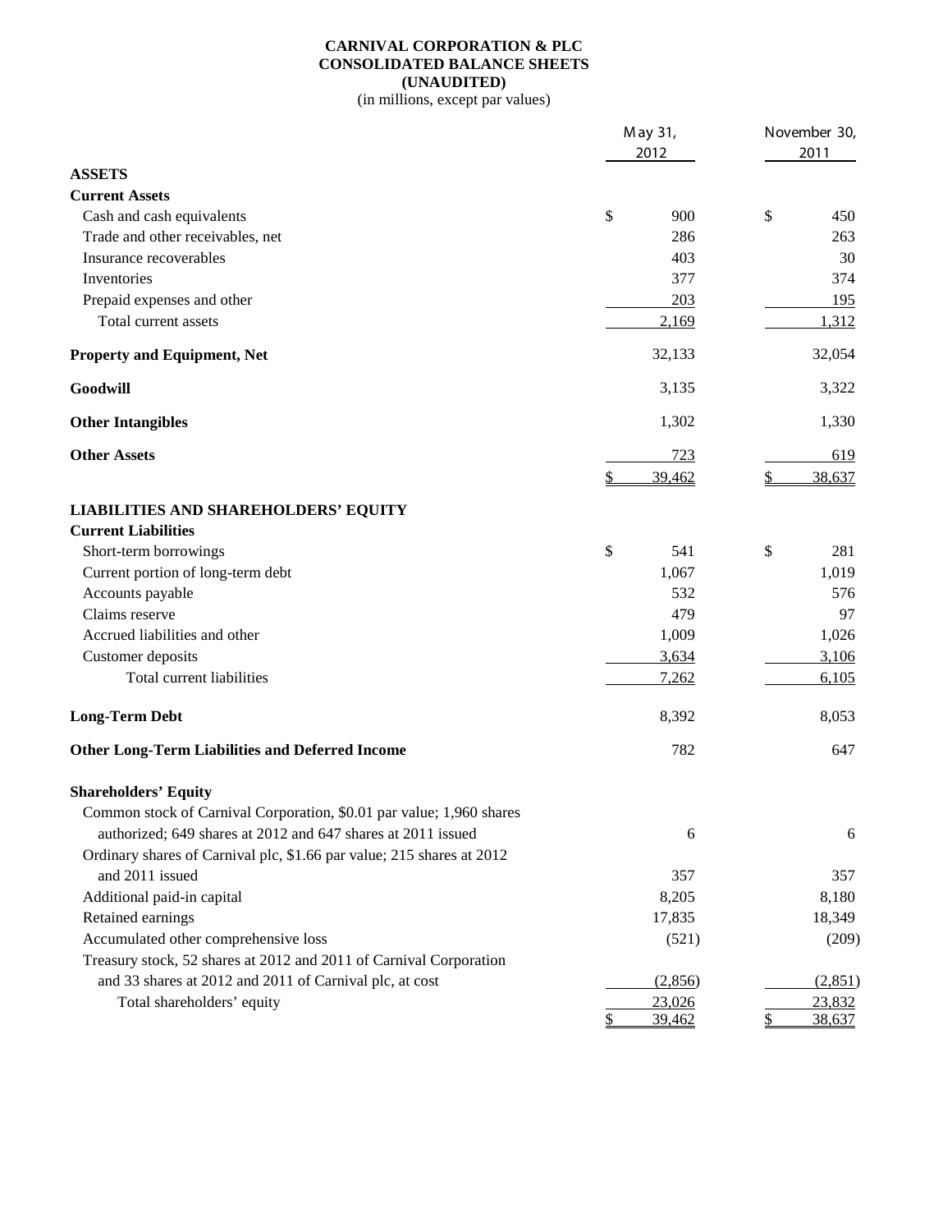**CARNIVAL CORPORATION & PLC**
**CONSOLIDATED BALANCE SHEETS**
**(UNAUDITED)**
(in millions, except par values)

| | May 31, 2012 | November 30, 2011 |
|---|---|---|
| **ASSETS** | | |
| **Current Assets** | | |
| Cash and cash equivalents | $ 900 | $ 450 |
| Trade and other receivables, net | 286 | 263 |
| Insurance recoverables | 403 | 30 |
| Inventories | 377 | 374 |
| Prepaid expenses and other | 203 | 195 |
| Total current assets | 2,169 | 1,312 |
| **Property and Equipment, Net** | 32,133 | 32,054 |
| **Goodwill** | 3,135 | 3,322 |
| **Other Intangibles** | 1,302 | 1,330 |
| **Other Assets** | 723 | 619 |
| | $ 39,462 | $ 38,637 |
| **LIABILITIES AND SHAREHOLDERS' EQUITY** | | |
| **Current Liabilities** | | |
| Short-term borrowings | $ 541 | $ 281 |
| Current portion of long-term debt | 1,067 | 1,019 |
| Accounts payable | 532 | 576 |
| Claims reserve | 479 | 97 |
| Accrued liabilities and other | 1,009 | 1,026 |
| Customer deposits | 3,634 | 3,106 |
| Total current liabilities | 7,262 | 6,105 |
| **Long-Term Debt** | 8,392 | 8,053 |
| **Other Long-Term Liabilities and Deferred Income** | 782 | 647 |
| **Shareholders' Equity** | | |
| Common stock of Carnival Corporation, \$0.01 par value; 1,960 shares authorized; 649 shares at 2012 and 647 shares at 2011 issued | 6 | 6 |
| Ordinary shares of Carnival plc, \$1.66 par value; 215 shares at 2012 and 2011 issued | 357 | 357 |
| Additional paid-in capital | 8,205 | 8,180 |
| Retained earnings | 17,835 | 18,349 |
| Accumulated other comprehensive loss | (521) | (209) |
| Treasury stock, 52 shares at 2012 and 2011 of Carnival Corporation and 33 shares at 2012 and 2011 of Carnival plc, at cost | (2,856) | (2,851) |
| Total shareholders' equity | 23,026 | 23,832 |
| | $ 39,462 | $ 38,637 |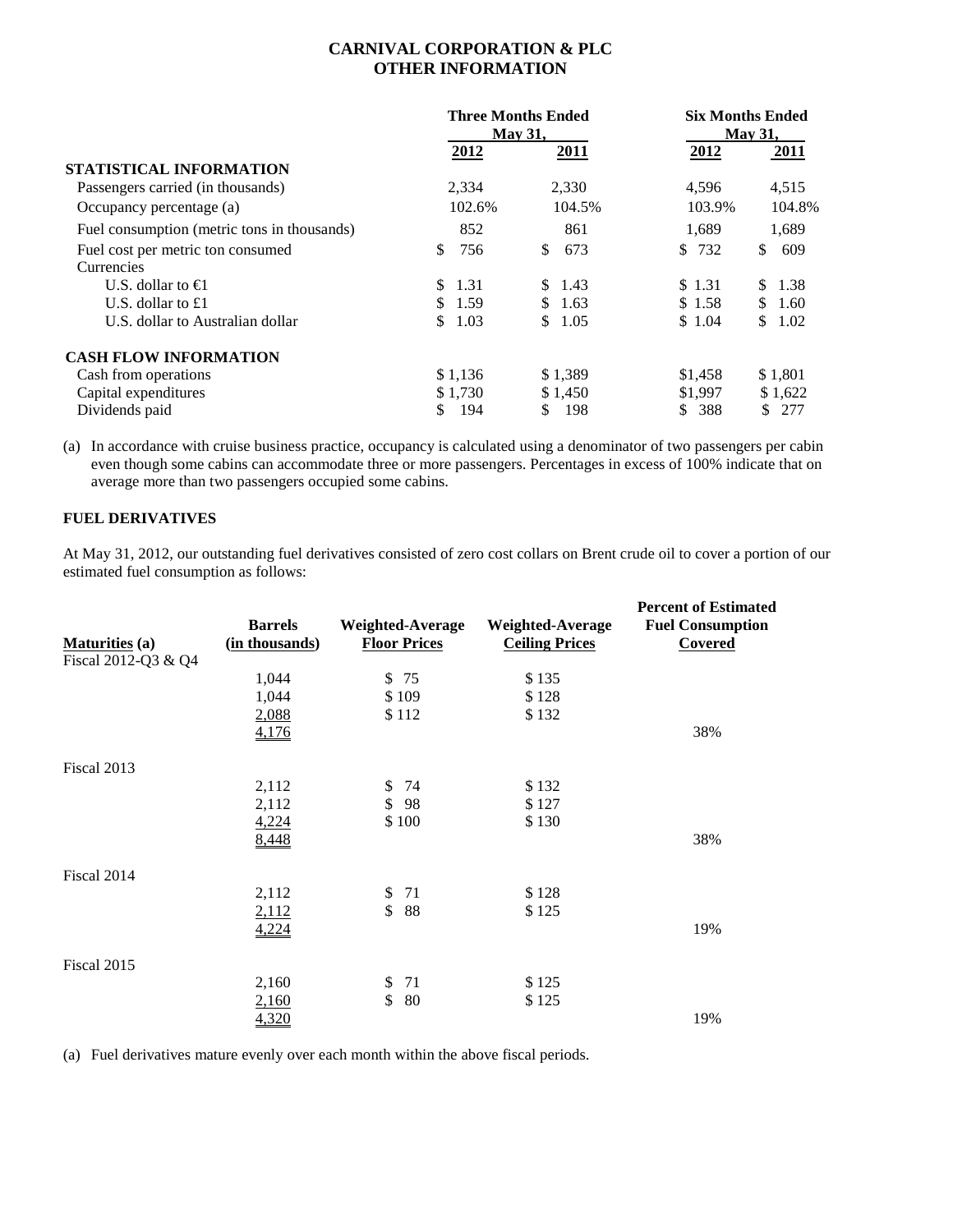# CARNIVAL CORPORATION & PLC
## OTHER INFORMATION

| | Three Months Ended May 31, | | Six Months Ended May 31, | |
|---|---|---|---|---|
| | **2012** | **2011** | **2012** | **2011** |
| **STATISTICAL INFORMATION** | | | | |
| Passengers carried (in thousands) | 2,334 | 2,330 | 4,596 | 4,515 |
| Occupancy percentage (a) | 102.6% | 104.5% | 103.9% | 104.8% |
| Fuel consumption (metric tons in thousands) | 852 | 861 | 1,689 | 1,689 |
| Fuel cost per metric ton consumed | $ 756 | $ 673 | $ 732 | $ 609 |
| Currencies | | | | |
| U.S. dollar to €1 | $ 1.31 | $ 1.43 | $ 1.31 | $ 1.38 |
| U.S. dollar to £1 | $ 1.59 | $ 1.63 | $ 1.58 | $ 1.60 |
| U.S. dollar to Australian dollar | $ 1.03 | $ 1.05 | $ 1.04 | $ 1.02 |
| **CASH FLOW INFORMATION** | | | | |
| Cash from operations | $ 1,136 | $ 1,389 | $1,458 | $ 1,801 |
| Capital expenditures | $ 1,730 | $ 1,450 | $1,997 | $ 1,622 |
| Dividends paid | $ 194 | $ 198 | $ 388 | $ 277 |

(a) In accordance with cruise business practice, occupancy is calculated using a denominator of two passengers per cabin even though some cabins can accommodate three or more passengers. Percentages in excess of 100% indicate that on average more than two passengers occupied some cabins.

**FUEL DERIVATIVES**

At May 31, 2012, our outstanding fuel derivatives consisted of zero cost collars on Brent crude oil to cover a portion of our estimated fuel consumption as follows:

| Maturities (a) | Barrels (in thousands) | Weighted-Average Floor Prices | Weighted-Average Ceiling Prices | Percent of Estimated Fuel Consumption Covered |
|---|---|---|---|---|
| Fiscal 2012-Q3 & Q4 | | | | |
| | 1,044 | $ 75 | $ 135 | |
| | 1,044 | $ 109 | $ 128 | |
| | 2,088 | $ 112 | $ 132 | |
| | 4,176 | | | 38% |
| Fiscal 2013 | | | | |
| | 2,112 | $ 74 | $ 132 | |
| | 2,112 | $ 98 | $ 127 | |
| | 4,224 | $ 100 | $ 130 | |
| | 8,448 | | | 38% |
| Fiscal 2014 | | | | |
| | 2,112 | $ 71 | $ 128 | |
| | 2,112 | $ 88 | $ 125 | |
| | 4,224 | | | 19% |
| Fiscal 2015 | | | | |
| | 2,160 | $ 71 | $ 125 | |
| | 2,160 | $ 80 | $ 125 | |
| | 4,320 | | | 19% |

(a) Fuel derivatives mature evenly over each month within the above fiscal periods.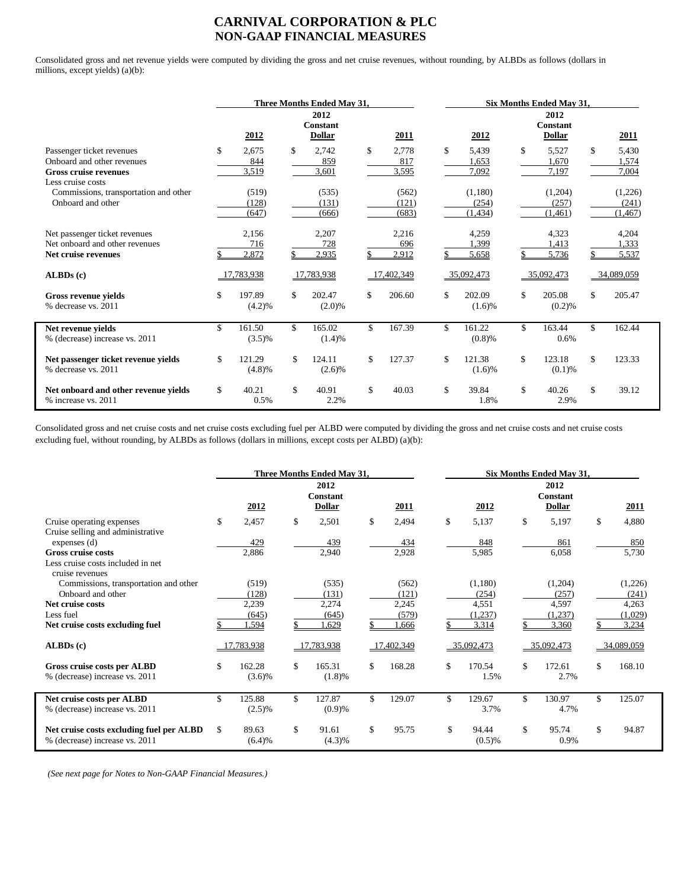# CARNIVAL CORPORATION & PLC
## NON-GAAP FINANCIAL MEASURES

Consolidated gross and net revenue yields were computed by dividing the gross and net cruise revenues, without rounding, by ALBDs as follows (dollars in millions, except yields) (a)(b):

| | Three Months Ended May 31, | | | Six Months Ended May 31, | | |
|---|---|---|---|---|---|---|
| | 2012 | 2012 Constant Dollar | 2011 | 2012 | 2012 Constant Dollar | 2011 |
| Passenger ticket revenues | $ 2,675 | $ 2,742 | $ 2,778 | $ 5,439 | $ 5,527 | $ 5,430 |
| Onboard and other revenues | 844 | 859 | 817 | 1,653 | 1,670 | 1,574 |
| **Gross cruise revenues** | 3,519 | 3,601 | 3,595 | 7,092 | 7,197 | 7,004 |
| Less cruise costs | | | | | | |
| Commissions, transportation and other | (519) | (535) | (562) | (1,180) | (1,204) | (1,226) |
| Onboard and other | (128) | (131) | (121) | (254) | (257) | (241) |
| | (647) | (666) | (683) | (1,434) | (1,461) | (1,467) |
| Net passenger ticket revenues | 2,156 | 2,207 | 2,216 | 4,259 | 4,323 | 4,204 |
| Net onboard and other revenues | 716 | 728 | 696 | 1,399 | 1,413 | 1,333 |
| **Net cruise revenues** | $ 2,872 | $ 2,935 | $ 2,912 | $ 5,658 | $ 5,736 | $ 5,537 |
| **ALBDs (c)** | 17,783,938 | 17,783,938 | 17,402,349 | 35,092,473 | 35,092,473 | 34,089,059 |
| **Gross revenue yields** | $ 197.89 | $ 202.47 | $ 206.60 | $ 202.09 | $ 205.08 | $ 205.47 |
| % decrease vs. 2011 | (4.2)% | (2.0)% | | (1.6)% | (0.2)% | |
| **Net revenue yields** | $ 161.50 | $ 165.02 | $ 167.39 | $ 161.22 | $ 163.44 | $ 162.44 |
| % (decrease) increase vs. 2011 | (3.5)% | (1.4)% | | (0.8)% | 0.6% | |
| **Net passenger ticket revenue yields** | $ 121.29 | $ 124.11 | $ 127.37 | $ 121.38 | $ 123.18 | $ 123.33 |
| % decrease vs. 2011 | (4.8)% | (2.6)% | | (1.6)% | (0.1)% | |
| **Net onboard and other revenue yields** | $ 40.21 | $ 40.91 | $ 40.03 | $ 39.84 | $ 40.26 | $ 39.12 |
| % increase vs. 2011 | 0.5% | 2.2% | | 1.8% | 2.9% | |

Consolidated gross and net cruise costs and net cruise costs excluding fuel per ALBD were computed by dividing the gross and net cruise costs and net cruise costs excluding fuel, without rounding, by ALBDs as follows (dollars in millions, except costs per ALBD) (a)(b):

| | Three Months Ended May 31, | | | Six Months Ended May 31, | | |
|---|---|---|---|---|---|---|
| | 2012 | 2012 Constant Dollar | 2011 | 2012 | 2012 Constant Dollar | 2011 |
| Cruise operating expenses | $ 2,457 | $ 2,501 | $ 2,494 | $ 5,137 | $ 5,197 | $ 4,880 |
| Cruise selling and administrative expenses (d) | 429 | 439 | 434 | 848 | 861 | 850 |
| **Gross cruise costs** | 2,886 | 2,940 | 2,928 | 5,985 | 6,058 | 5,730 |
| Less cruise costs included in net cruise revenues | | | | | | |
| Commissions, transportation and other | (519) | (535) | (562) | (1,180) | (1,204) | (1,226) |
| Onboard and other | (128) | (131) | (121) | (254) | (257) | (241) |
| **Net cruise costs** | 2,239 | 2,274 | 2,245 | 4,551 | 4,597 | 4,263 |
| Less fuel | (645) | (645) | (579) | (1,237) | (1,237) | (1,029) |
| **Net cruise costs excluding fuel** | $ 1,594 | $ 1,629 | $ 1,666 | $ 3,314 | $ 3,360 | $ 3,234 |
| **ALBDs (c)** | 17,783,938 | 17,783,938 | 17,402,349 | 35,092,473 | 35,092,473 | 34,089,059 |
| **Gross cruise costs per ALBD** | $ 162.28 | $ 165.31 | $ 168.28 | $ 170.54 | $ 172.61 | $ 168.10 |
| % (decrease) increase vs. 2011 | (3.6)% | (1.8)% | | 1.5% | 2.7% | |
| **Net cruise costs per ALBD** | $ 125.88 | $ 127.87 | $ 129.07 | $ 129.67 | $ 130.97 | $ 125.07 |
| % (decrease) increase vs. 2011 | (2.5)% | (0.9)% | | 3.7% | 4.7% | |
| **Net cruise costs excluding fuel per ALBD** | $ 89.63 | $ 91.61 | $ 95.75 | $ 94.44 | $ 95.74 | $ 94.87 |
| % (decrease) increase vs. 2011 | (6.4)% | (4.3)% | | (0.5)% | 0.9% | |

*(See next page for Notes to Non-GAAP Financial Measures.)*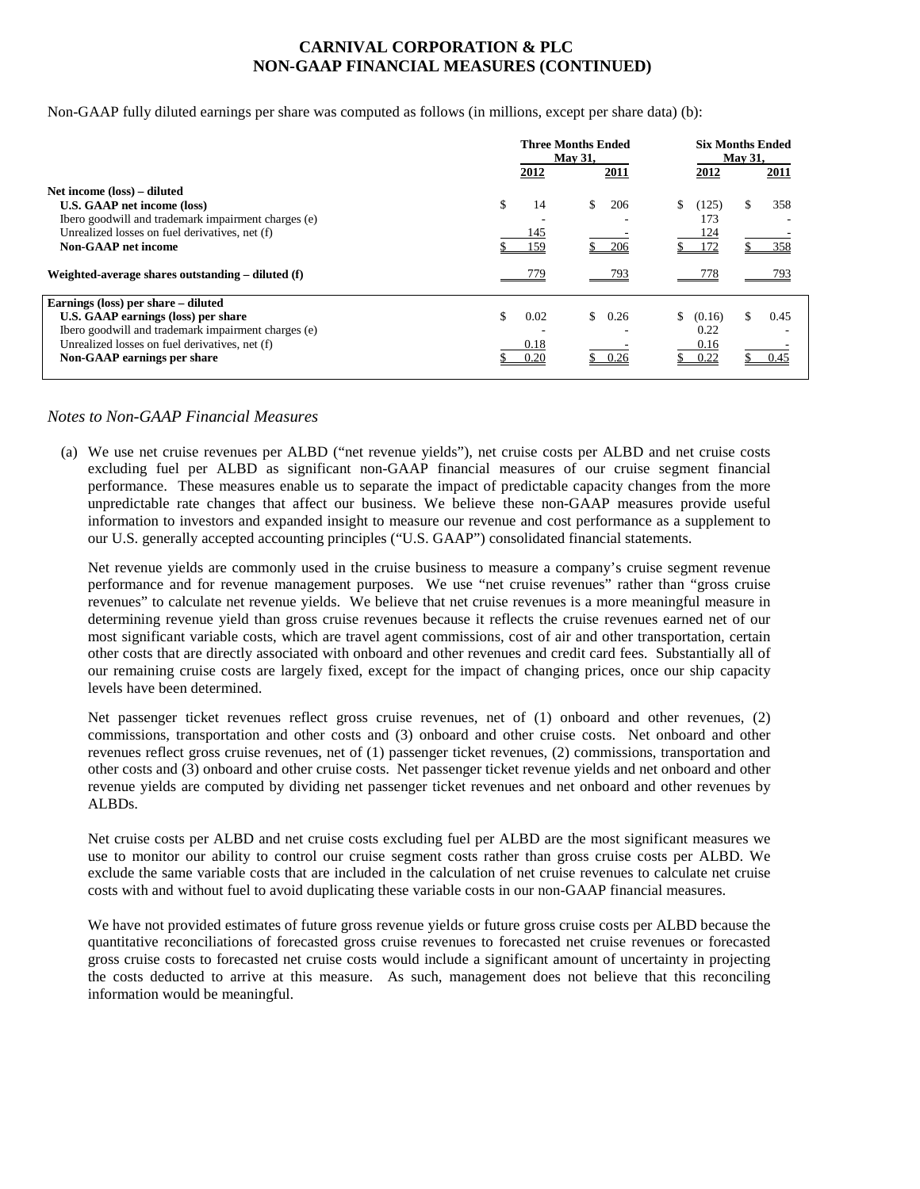# CARNIVAL CORPORATION & PLC
# NON-GAAP FINANCIAL MEASURES (CONTINUED)

Non-GAAP fully diluted earnings per share was computed as follows (in millions, except per share data) (b):

| | Three Months Ended May 31, | | Six Months Ended May 31, | |
|---|---|---|---|---|
| | 2012 | 2011 | 2012 | 2011 |
| **Net income (loss) – diluted** | | | | |
| **U.S. GAAP net income (loss)** | $ 14 | $ 206 | $ (125) | $ 358 |
| Ibero goodwill and trademark impairment charges (e) | - | - | 173 | - |
| Unrealized losses on fuel derivatives, net (f) | 145 | - | 124 | - |
| **Non-GAAP net income** | $ 159 | $ 206 | $ 172 | $ 358 |
| **Weighted-average shares outstanding – diluted (f)** | 779 | 793 | 778 | 793 |
| **Earnings (loss) per share – diluted** | | | | |
| **U.S. GAAP earnings (loss) per share** | $ 0.02 | $ 0.26 | $ (0.16) | $ 0.45 |
| Ibero goodwill and trademark impairment charges (e) | - | - | 0.22 | - |
| Unrealized losses on fuel derivatives, net (f) | 0.18 | - | 0.16 | - |
| **Non-GAAP earnings per share** | $ 0.20 | $ 0.26 | $ 0.22 | $ 0.45 |

## *Notes to Non-GAAP Financial Measures*

(a) We use net cruise revenues per ALBD ("net revenue yields"), net cruise costs per ALBD and net cruise costs excluding fuel per ALBD as significant non-GAAP financial measures of our cruise segment financial performance. These measures enable us to separate the impact of predictable capacity changes from the more unpredictable rate changes that affect our business. We believe these non-GAAP measures provide useful information to investors and expanded insight to measure our revenue and cost performance as a supplement to our U.S. generally accepted accounting principles ("U.S. GAAP") consolidated financial statements.

Net revenue yields are commonly used in the cruise business to measure a company's cruise segment revenue performance and for revenue management purposes. We use "net cruise revenues" rather than "gross cruise revenues" to calculate net revenue yields. We believe that net cruise revenues is a more meaningful measure in determining revenue yield than gross cruise revenues because it reflects the cruise revenues earned net of our most significant variable costs, which are travel agent commissions, cost of air and other transportation, certain other costs that are directly associated with onboard and other revenues and credit card fees. Substantially all of our remaining cruise costs are largely fixed, except for the impact of changing prices, once our ship capacity levels have been determined.

Net passenger ticket revenues reflect gross cruise revenues, net of (1) onboard and other revenues, (2) commissions, transportation and other costs and (3) onboard and other cruise costs. Net onboard and other revenues reflect gross cruise revenues, net of (1) passenger ticket revenues, (2) commissions, transportation and other costs and (3) onboard and other cruise costs. Net passenger ticket revenue yields and net onboard and other revenue yields are computed by dividing net passenger ticket revenues and net onboard and other revenues by ALBDs.

Net cruise costs per ALBD and net cruise costs excluding fuel per ALBD are the most significant measures we use to monitor our ability to control our cruise segment costs rather than gross cruise costs per ALBD. We exclude the same variable costs that are included in the calculation of net cruise revenues to calculate net cruise costs with and without fuel to avoid duplicating these variable costs in our non-GAAP financial measures.

We have not provided estimates of future gross revenue yields or future gross cruise costs per ALBD because the quantitative reconciliations of forecasted gross cruise revenues to forecasted net cruise revenues or forecasted gross cruise costs to forecasted net cruise costs would include a significant amount of uncertainty in projecting the costs deducted to arrive at this measure. As such, management does not believe that this reconciling information would be meaningful.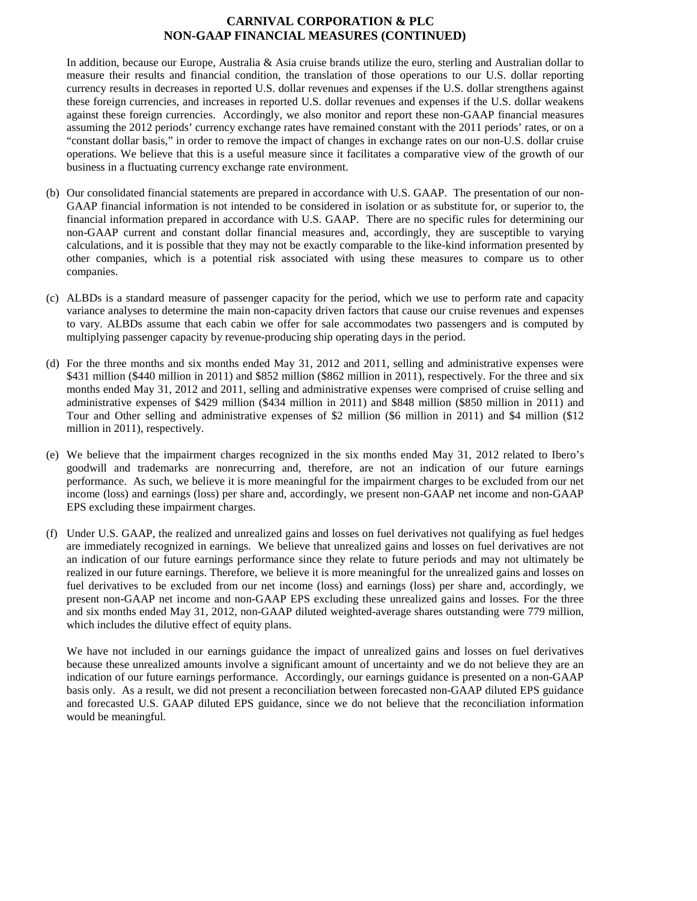# CARNIVAL CORPORATION & PLC
## NON-GAAP FINANCIAL MEASURES (CONTINUED)

In addition, because our Europe, Australia & Asia cruise brands utilize the euro, sterling and Australian dollar to measure their results and financial condition, the translation of those operations to our U.S. dollar reporting currency results in decreases in reported U.S. dollar revenues and expenses if the U.S. dollar strengthens against these foreign currencies, and increases in reported U.S. dollar revenues and expenses if the U.S. dollar weakens against these foreign currencies. Accordingly, we also monitor and report these non-GAAP financial measures assuming the 2012 periods' currency exchange rates have remained constant with the 2011 periods' rates, or on a "constant dollar basis," in order to remove the impact of changes in exchange rates on our non-U.S. dollar cruise operations. We believe that this is a useful measure since it facilitates a comparative view of the growth of our business in a fluctuating currency exchange rate environment.

(b) Our consolidated financial statements are prepared in accordance with U.S. GAAP. The presentation of our non-GAAP financial information is not intended to be considered in isolation or as substitute for, or superior to, the financial information prepared in accordance with U.S. GAAP. There are no specific rules for determining our non-GAAP current and constant dollar financial measures and, accordingly, they are susceptible to varying calculations, and it is possible that they may not be exactly comparable to the like-kind information presented by other companies, which is a potential risk associated with using these measures to compare us to other companies.

(c) ALBDs is a standard measure of passenger capacity for the period, which we use to perform rate and capacity variance analyses to determine the main non-capacity driven factors that cause our cruise revenues and expenses to vary. ALBDs assume that each cabin we offer for sale accommodates two passengers and is computed by multiplying passenger capacity by revenue-producing ship operating days in the period.

(d) For the three months and six months ended May 31, 2012 and 2011, selling and administrative expenses were $431 million ($440 million in 2011) and $852 million ($862 million in 2011), respectively. For the three and six months ended May 31, 2012 and 2011, selling and administrative expenses were comprised of cruise selling and administrative expenses of $429 million ($434 million in 2011) and $848 million ($850 million in 2011) and Tour and Other selling and administrative expenses of $2 million ($6 million in 2011) and $4 million ($12 million in 2011), respectively.

(e) We believe that the impairment charges recognized in the six months ended May 31, 2012 related to Ibero's goodwill and trademarks are nonrecurring and, therefore, are not an indication of our future earnings performance. As such, we believe it is more meaningful for the impairment charges to be excluded from our net income (loss) and earnings (loss) per share and, accordingly, we present non-GAAP net income and non-GAAP EPS excluding these impairment charges.

(f) Under U.S. GAAP, the realized and unrealized gains and losses on fuel derivatives not qualifying as fuel hedges are immediately recognized in earnings. We believe that unrealized gains and losses on fuel derivatives are not an indication of our future earnings performance since they relate to future periods and may not ultimately be realized in our future earnings. Therefore, we believe it is more meaningful for the unrealized gains and losses on fuel derivatives to be excluded from our net income (loss) and earnings (loss) per share and, accordingly, we present non-GAAP net income and non-GAAP EPS excluding these unrealized gains and losses. For the three and six months ended May 31, 2012, non-GAAP diluted weighted-average shares outstanding were 779 million, which includes the dilutive effect of equity plans.

We have not included in our earnings guidance the impact of unrealized gains and losses on fuel derivatives because these unrealized amounts involve a significant amount of uncertainty and we do not believe they are an indication of our future earnings performance. Accordingly, our earnings guidance is presented on a non-GAAP basis only. As a result, we did not present a reconciliation between forecasted non-GAAP diluted EPS guidance and forecasted U.S. GAAP diluted EPS guidance, since we do not believe that the reconciliation information would be meaningful.